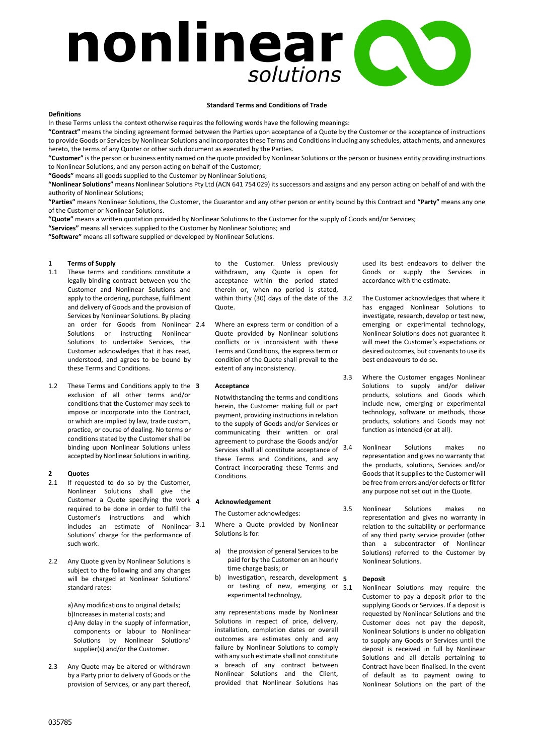# nonlinear solutions

**Standard Terms and Conditions of Trade**

**Definitions**

In these Terms unless the context otherwise requires the following words have the following meanings:

**"Contract"** means the binding agreement formed between the Parties upon acceptance of a Quote by the Customer or the acceptance of instructions to provide Goods or Services by Nonlinear Solutions and incorporates these Terms and Conditions including any schedules, attachments, and annexures hereto, the terms of any Quoter or other such document as executed by the Parties.

**"Customer"** is the person or business entity named on the quote provided by Nonlinear Solutions or the person or business entity providing instructions to Nonlinear Solutions, and any person acting on behalf of the Customer;

**"Goods"** means all goods supplied to the Customer by Nonlinear Solutions;

**"Nonlinear Solutions"** means Nonlinear Solutions Pty Ltd (ACN 641 754 029) its successors and assigns and any person acting on behalf of and with the authority of Nonlinear Solutions;

**"Parties"** means Nonlinear Solutions, the Customer, the Guarantor and any other person or entity bound by this Contract and **"Party"** means any one of the Customer or Nonlinear Solutions.

**"Quote"** means a written quotation provided by Nonlinear Solutions to the Customer for the supply of Goods and/or Services;

**"Services"** means all services supplied to the Customer by Nonlinear Solutions; and

**"Software"** means all software supplied or developed by Nonlinear Solutions.

**1 Terms of Supply**

1.1 These terms and conditions constitute a legally binding contract between you the Customer and Nonlinear Solutions and apply to the ordering, purchase, fulfilment and delivery of Goods and the provision of Services by Nonlinear Solutions. By placing an order for Goods from Nonlinear Solutions or instructing Nonlinear Solutions to undertake Services, the Customer acknowledges that it has read, understood, and agrees to be bound by these Terms and Conditions.

1.2 These Terms and Conditions apply to the exclusion of all other terms and/or conditions that the Customer may seek to impose or incorporate into the Contract, or which are implied by law, trade custom, practice, or course of dealing. No terms or conditions stated by the Customer shall be binding upon Nonlinear Solutions unless accepted by Nonlinear Solutions in writing.

**2 Quotes**

2.1 If requested to do so by the Customer, Nonlinear Solutions shall give the Customer a Quote specifying the work required to be done in order to fulfil the Customer's instructions and which includes an estimate of Nonlinear Solutions' charge for the performance of such work.

2.2 Any Quote given by Nonlinear Solutions is subject to the following and any changes will be charged at Nonlinear Solutions' standard rates:

a) Any modifications to original details;
b) Increases in material costs; and
c) Any delay in the supply of information, components or labour to Nonlinear Solutions by Nonlinear Solutions' supplier(s) and/or the Customer.

2.3 Any Quote may be altered or withdrawn by a Party prior to delivery of Goods or the provision of Services, or any part thereof, to the Customer. Unless previously withdrawn, any Quote is open for acceptance within the period stated therein or, when no period is stated, within thirty (30) days of the date of the Quote.

2.4 Where an express term or condition of a Quote provided by Nonlinear solutions conflicts or is inconsistent with these Terms and Conditions, the express term or condition of the Quote shall prevail to the extent of any inconsistency.

**3 Acceptance**

Notwithstanding the terms and conditions herein, the Customer making full or part payment, providing instructions in relation to the supply of Goods and/or Services or communicating their written or oral agreement to purchase the Goods and/or Services shall all constitute acceptance of these Terms and Conditions, and any Contract incorporating these Terms and Conditions.

**4 Acknowledgement**

The Customer acknowledges:

3.1 Where a Quote provided by Nonlinear Solutions is for:

a) the provision of general Services to be paid for by the Customer on an hourly time charge basis; or
b) investigation, research, development or testing of new, emerging or experimental technology,

any representations made by Nonlinear Solutions in respect of price, delivery, installation, completion dates or overall outcomes are estimates only and any failure by Nonlinear Solutions to comply with any such estimate shall not constitute a breach of any contract between Nonlinear Solutions and the Client, provided that Nonlinear Solutions has used its best endeavors to deliver the Goods or supply the Services in accordance with the estimate.

3.2 The Customer acknowledges that where it has engaged Nonlinear Solutions to investigate, research, develop or test new, emerging or experimental technology, Nonlinear Solutions does not guarantee it will meet the Customer's expectations or desired outcomes, but covenants to use its best endeavours to do so.

3.3 Where the Customer engages Nonlinear Solutions to supply and/or deliver products, solutions and Goods which include new, emerging or experimental technology, software or methods, those products, solutions and Goods may not function as intended (or at all).

3.4 Nonlinear Solutions makes no representation and gives no warranty that the products, solutions, Services and/or Goods that it supplies to the Customer will be free from errors and/or defects or fit for any purpose not set out in the Quote.

3.5 Nonlinear Solutions makes no representation and gives no warranty in relation to the suitability or performance of any third party service provider (other than a subcontractor of Nonlinear Solutions) referred to the Customer by Nonlinear Solutions.

**5 Deposit**

5.1 Nonlinear Solutions may require the Customer to pay a deposit prior to the supplying Goods or Services. If a deposit is requested by Nonlinear Solutions and the Customer does not pay the deposit, Nonlinear Solutions is under no obligation to supply any Goods or Services until the deposit is received in full by Nonlinear Solutions and all details pertaining to Contract have been finalised. In the event of default as to payment owing to Nonlinear Solutions on the part of the

035785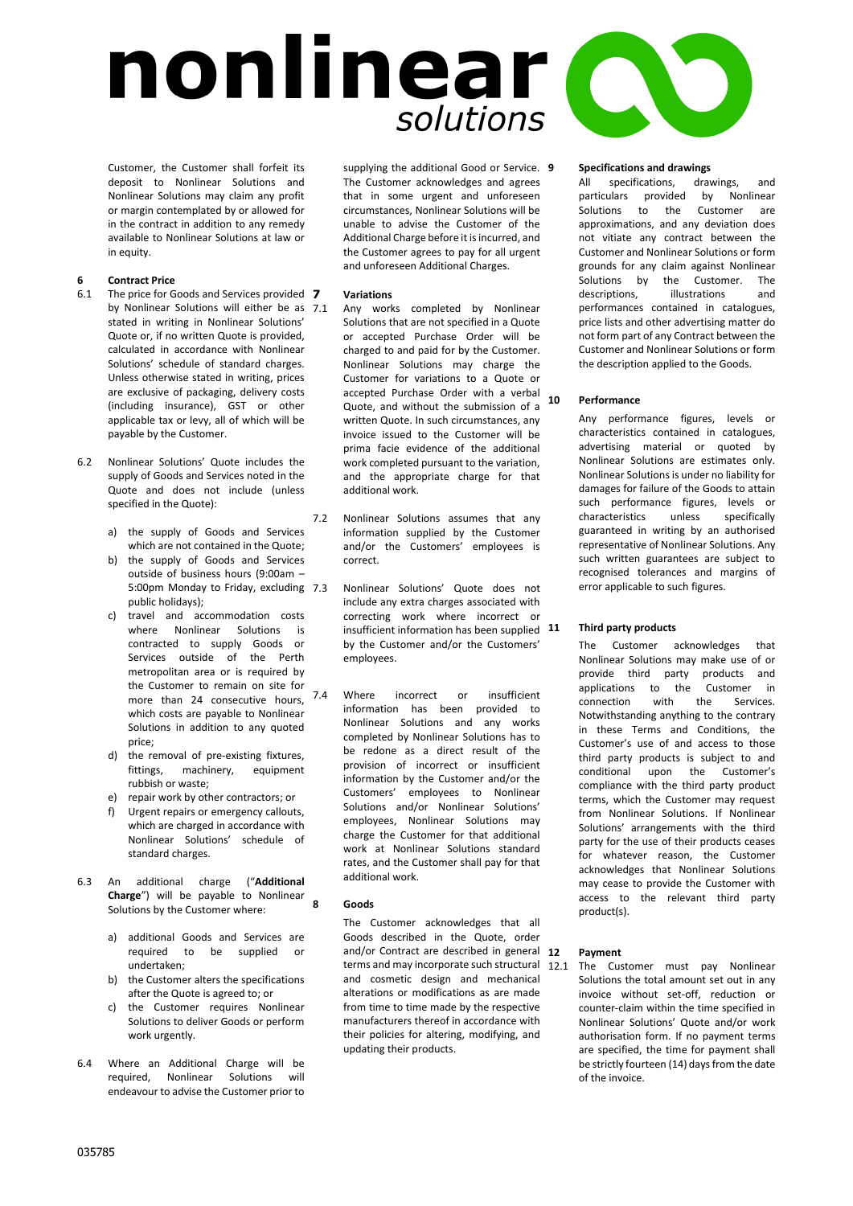Customer, the Customer shall forfeit its deposit to Nonlinear Solutions and Nonlinear Solutions may claim any profit or margin contemplated by or allowed for in the contract in addition to any remedy available to Nonlinear Solutions at law or in equity.

## 6 Contract Price

6.1 The price for Goods and Services provided by Nonlinear Solutions will either be as stated in writing in Nonlinear Solutions' Quote or, if no written Quote is provided, calculated in accordance with Nonlinear Solutions' schedule of standard charges. Unless otherwise stated in writing, prices are exclusive of packaging, delivery costs (including insurance), GST or other applicable tax or levy, all of which will be payable by the Customer.

6.2 Nonlinear Solutions' Quote includes the supply of Goods and Services noted in the Quote and does not include (unless specified in the Quote):

a) the supply of Goods and Services which are not contained in the Quote;
b) the supply of Goods and Services outside of business hours (9:00am – 5:00pm Monday to Friday, excluding public holidays);
c) travel and accommodation costs where Nonlinear Solutions is contracted to supply Goods or Services outside of the Perth metropolitan area or is required by the Customer to remain on site for more than 24 consecutive hours, which costs are payable to Nonlinear Solutions in addition to any quoted price;
d) the removal of pre-existing fixtures, fittings, machinery, equipment rubbish or waste;
e) repair work by other contractors; or
f) Urgent repairs or emergency callouts, which are charged in accordance with Nonlinear Solutions' schedule of standard charges.

6.3 An additional charge ("**Additional Charge**") will be payable to Nonlinear Solutions by the Customer where:

a) additional Goods and Services are required to be supplied or undertaken;
b) the Customer alters the specifications after the Quote is agreed to; or
c) the Customer requires Nonlinear Solutions to deliver Goods or perform work urgently.

6.4 Where an Additional Charge will be required, Nonlinear Solutions will endeavour to advise the Customer prior to supplying the additional Good or Service. The Customer acknowledges and agrees that in some urgent and unforeseen circumstances, Nonlinear Solutions will be unable to advise the Customer of the Additional Charge before it is incurred, and the Customer agrees to pay for all urgent and unforeseen Additional Charges.

## 7 Variations

7.1 Any works completed by Nonlinear Solutions that are not specified in a Quote or accepted Purchase Order will be charged to and paid for by the Customer. Nonlinear Solutions may charge the Customer for variations to a Quote or accepted Purchase Order with a verbal Quote, and without the submission of a written Quote. In such circumstances, any invoice issued to the Customer will be prima facie evidence of the additional work completed pursuant to the variation, and the appropriate charge for that additional work.

7.2 Nonlinear Solutions assumes that any information supplied by the Customer and/or the Customers' employees is correct.

7.3 Nonlinear Solutions' Quote does not include any extra charges associated with correcting work where incorrect or insufficient information has been supplied by the Customer and/or the Customers' employees.

7.4 Where incorrect or insufficient information has been provided to Nonlinear Solutions and any works completed by Nonlinear Solutions has to be redone as a direct result of the provision of incorrect or insufficient information by the Customer and/or the Customers' employees to Nonlinear Solutions and/or Nonlinear Solutions' employees, Nonlinear Solutions may charge the Customer for that additional work at Nonlinear Solutions standard rates, and the Customer shall pay for that additional work.

## 8 Goods

The Customer acknowledges that all Goods described in the Quote, order and/or Contract are described in general terms and may incorporate such structural and cosmetic design and mechanical alterations or modifications as are made from time to time made by the respective manufacturers thereof in accordance with their policies for altering, modifying, and updating their products.

## 9 Specifications and drawings

All specifications, drawings, and particulars provided by Nonlinear Solutions to the Customer are approximations, and any deviation does not vitiate any contract between the Customer and Nonlinear Solutions or form grounds for any claim against Nonlinear Solutions by the Customer. The descriptions, illustrations and performances contained in catalogues, price lists and other advertising matter do not form part of any Contract between the Customer and Nonlinear Solutions or form the description applied to the Goods.

## 10 Performance

Any performance figures, levels or characteristics contained in catalogues, advertising material or quoted by Nonlinear Solutions are estimates only. Nonlinear Solutions is under no liability for damages for failure of the Goods to attain such performance figures, levels or characteristics unless specifically guaranteed in writing by an authorised representative of Nonlinear Solutions. Any such written guarantees are subject to recognised tolerances and margins of error applicable to such figures.

## 11 Third party products

The Customer acknowledges that Nonlinear Solutions may make use of or provide third party products and applications to the Customer in connection with the Services. Notwithstanding anything to the contrary in these Terms and Conditions, the Customer's use of and access to those third party products is subject to and conditional upon the Customer's compliance with the third party product terms, which the Customer may request from Nonlinear Solutions. If Nonlinear Solutions' arrangements with the third party for the use of their products ceases for whatever reason, the Customer acknowledges that Nonlinear Solutions may cease to provide the Customer with access to the relevant third party product(s).

## 12 Payment

12.1 The Customer must pay Nonlinear Solutions the total amount set out in any invoice without set-off, reduction or counter-claim within the time specified in Nonlinear Solutions' Quote and/or work authorisation form. If no payment terms are specified, the time for payment shall be strictly fourteen (14) days from the date of the invoice.

035785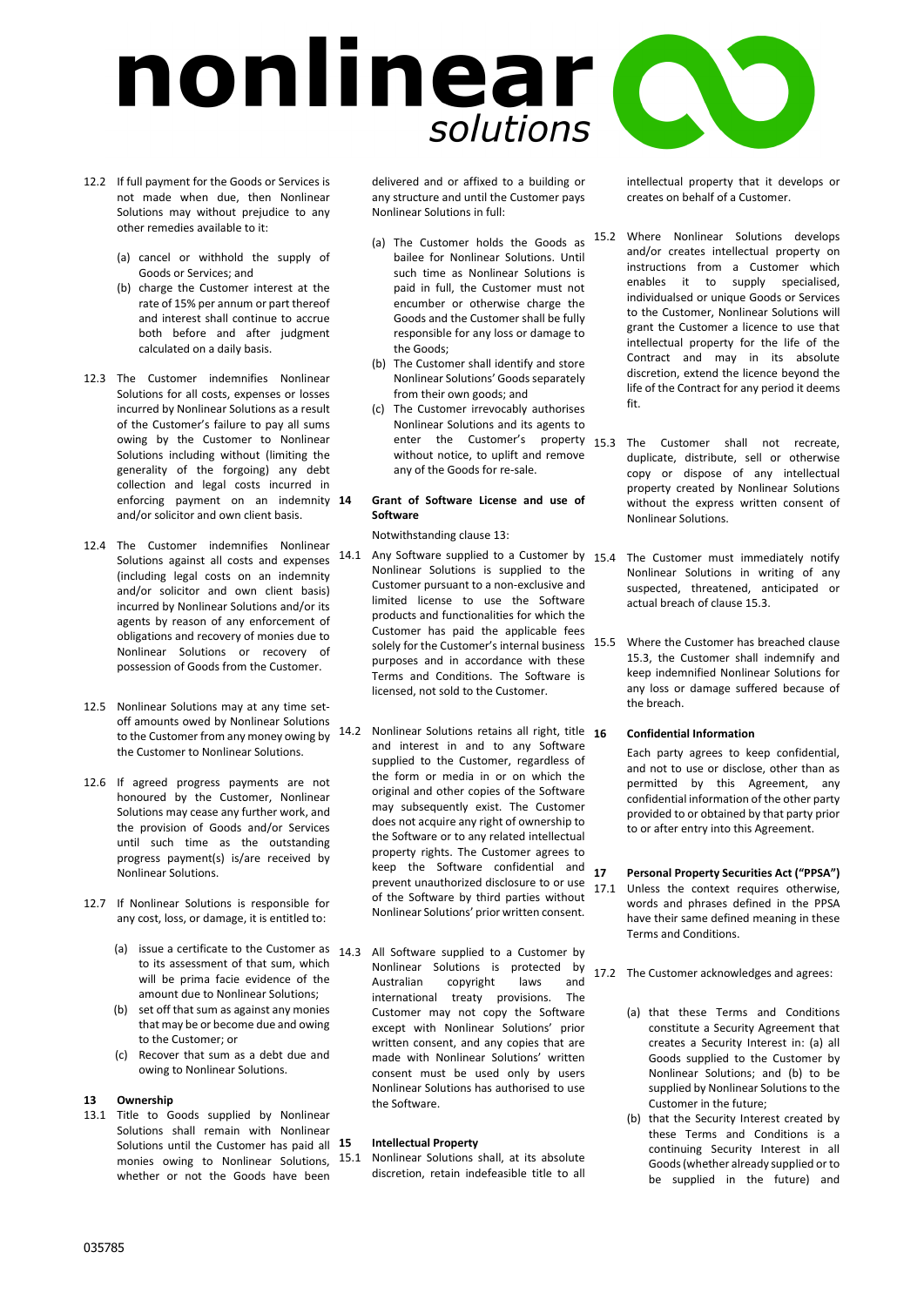12.2 If full payment for the Goods or Services is not made when due, then Nonlinear Solutions may without prejudice to any other remedies available to it:

(a) cancel or withhold the supply of Goods or Services; and
(b) charge the Customer interest at the rate of 15% per annum or part thereof and interest shall continue to accrue both before and after judgment calculated on a daily basis.

12.3 The Customer indemnifies Nonlinear Solutions for all costs, expenses or losses incurred by Nonlinear Solutions as a result of the Customer's failure to pay all sums owing by the Customer to Nonlinear Solutions including without (limiting the generality of the forgoing) any debt collection and legal costs incurred in enforcing payment on an indemnity and/or solicitor and own client basis.

12.4 The Customer indemnifies Nonlinear Solutions against all costs and expenses (including legal costs on an indemnity and/or solicitor and own client basis) incurred by Nonlinear Solutions and/or its agents by reason of any enforcement of obligations and recovery of monies due to Nonlinear Solutions or recovery of possession of Goods from the Customer.

12.5 Nonlinear Solutions may at any time set-off amounts owed by Nonlinear Solutions to the Customer from any money owing by the Customer to Nonlinear Solutions.

12.6 If agreed progress payments are not honoured by the Customer, Nonlinear Solutions may cease any further work, and the provision of Goods and/or Services until such time as the outstanding progress payment(s) is/are received by Nonlinear Solutions.

12.7 If Nonlinear Solutions is responsible for any cost, loss, or damage, it is entitled to:

(a) issue a certificate to the Customer as to its assessment of that sum, which will be prima facie evidence of the amount due to Nonlinear Solutions;
(b) set off that sum as against any monies that may be or become due and owing to the Customer; or
(c) Recover that sum as a debt due and owing to Nonlinear Solutions.

**13 Ownership**

13.1 Title to Goods supplied by Nonlinear Solutions shall remain with Nonlinear Solutions until the Customer has paid all monies owing to Nonlinear Solutions, whether or not the Goods have been delivered and or affixed to a building or any structure and until the Customer pays Nonlinear Solutions in full:

(a) The Customer holds the Goods as bailee for Nonlinear Solutions. Until such time as Nonlinear Solutions is paid in full, the Customer must not encumber or otherwise charge the Goods and the Customer shall be fully responsible for any loss or damage to the Goods;
(b) The Customer shall identify and store Nonlinear Solutions' Goods separately from their own goods; and
(c) The Customer irrevocably authorises Nonlinear Solutions and its agents to enter the Customer's property without notice, to uplift and remove any of the Goods for re-sale.

**14 Grant of Software License and use of Software**

Notwithstanding clause 13:

14.1 Any Software supplied to a Customer by Nonlinear Solutions is supplied to the Customer pursuant to a non-exclusive and limited license to use the Software products and functionalities for which the Customer has paid the applicable fees solely for the Customer's internal business purposes and in accordance with these Terms and Conditions. The Software is licensed, not sold to the Customer.

14.2 Nonlinear Solutions retains all right, title and interest in and to any Software supplied to the Customer, regardless of the form or media in or on which the original and other copies of the Software may subsequently exist. The Customer does not acquire any right of ownership to the Software or to any related intellectual property rights. The Customer agrees to keep the Software confidential and prevent unauthorized disclosure to or use of the Software by third parties without Nonlinear Solutions' prior written consent.

14.3 All Software supplied to a Customer by Nonlinear Solutions is protected by Australian copyright laws and international treaty provisions. The Customer may not copy the Software except with Nonlinear Solutions' prior written consent, and any copies that are made with Nonlinear Solutions' written consent must be used only by users Nonlinear Solutions has authorised to use the Software.

**15 Intellectual Property**

15.1 Nonlinear Solutions shall, at its absolute discretion, retain indefeasible title to all intellectual property that it develops or creates on behalf of a Customer.

15.2 Where Nonlinear Solutions develops and/or creates intellectual property on instructions from a Customer which enables it to supply specialised, individualsed or unique Goods or Services to the Customer, Nonlinear Solutions will grant the Customer a licence to use that intellectual property for the life of the Contract and may in its absolute discretion, extend the licence beyond the life of the Contract for any period it deems fit.

15.3 The Customer shall not recreate, duplicate, distribute, sell or otherwise copy or dispose of any intellectual property created by Nonlinear Solutions without the express written consent of Nonlinear Solutions.

15.4 The Customer must immediately notify Nonlinear Solutions in writing of any suspected, threatened, anticipated or actual breach of clause 15.3.

15.5 Where the Customer has breached clause 15.3, the Customer shall indemnify and keep indemnified Nonlinear Solutions for any loss or damage suffered because of the breach.

**16 Confidential Information**

Each party agrees to keep confidential, and not to use or disclose, other than as permitted by this Agreement, any confidential information of the other party provided to or obtained by that party prior to or after entry into this Agreement.

**17 Personal Property Securities Act ("PPSA")**

17.1 Unless the context requires otherwise, words and phrases defined in the PPSA have their same defined meaning in these Terms and Conditions.

17.2 The Customer acknowledges and agrees:

(a) that these Terms and Conditions constitute a Security Agreement that creates a Security Interest in: (a) all Goods supplied to the Customer by Nonlinear Solutions; and (b) to be supplied by Nonlinear Solutions to the Customer in the future;
(b) that the Security Interest created by these Terms and Conditions is a continuing Security Interest in all Goods (whether already supplied or to be supplied in the future) and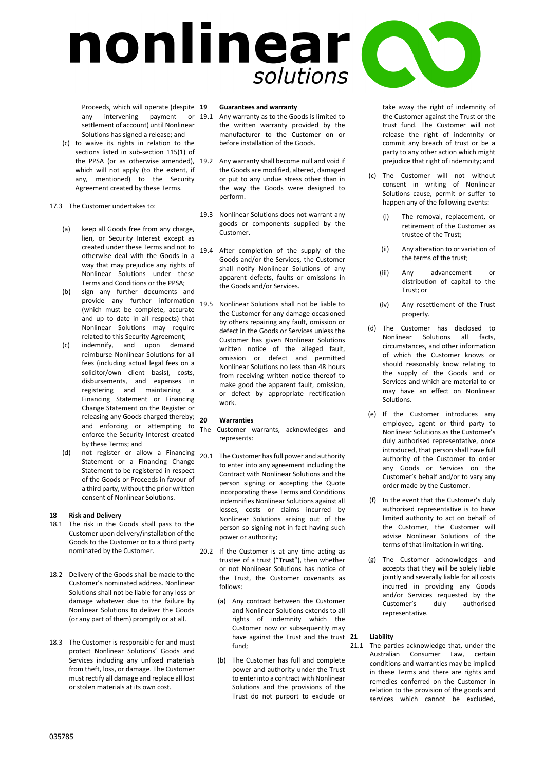Proceeds, which will operate (despite any intervening payment or settlement of account) until Nonlinear Solutions has signed a release; and

(c) to waive its rights in relation to the sections listed in sub-section 115(1) of the PPSA (or as otherwise amended), which will not apply (to the extent, if any, mentioned) to the Security Agreement created by these Terms.

17.3 The Customer undertakes to:

(a) keep all Goods free from any charge, lien, or Security Interest except as created under these Terms and not to otherwise deal with the Goods in a way that may prejudice any rights of Nonlinear Solutions under these Terms and Conditions or the PPSA;

(b) sign any further documents and provide any further information (which must be complete, accurate and up to date in all respects) that Nonlinear Solutions may require related to this Security Agreement;

(c) indemnify, and upon demand reimburse Nonlinear Solutions for all fees (including actual legal fees on a solicitor/own client basis), costs, disbursements, and expenses in registering and maintaining a Financing Statement or Financing Change Statement on the Register or releasing any Goods charged thereby; and enforcing or attempting to enforce the Security Interest created by these Terms; and

(d) not register or allow a Financing Statement or a Financing Change Statement to be registered in respect of the Goods or Proceeds in favour of a third party, without the prior written consent of Nonlinear Solutions.

## 18 Risk and Delivery

18.1 The risk in the Goods shall pass to the Customer upon delivery/installation of the Goods to the Customer or to a third party nominated by the Customer.

18.2 Delivery of the Goods shall be made to the Customer's nominated address. Nonlinear Solutions shall not be liable for any loss or damage whatever due to the failure by Nonlinear Solutions to deliver the Goods (or any part of them) promptly or at all.

18.3 The Customer is responsible for and must protect Nonlinear Solutions' Goods and Services including any unfixed materials from theft, loss, or damage. The Customer must rectify all damage and replace all lost or stolen materials at its own cost.

## 19 Guarantees and warranty

19.1 Any warranty as to the Goods is limited to the written warranty provided by the manufacturer to the Customer on or before installation of the Goods.

19.2 Any warranty shall become null and void if the Goods are modified, altered, damaged or put to any undue stress other than in the way the Goods were designed to perform.

19.3 Nonlinear Solutions does not warrant any goods or components supplied by the Customer.

19.4 After completion of the supply of the Goods and/or the Services, the Customer shall notify Nonlinear Solutions of any apparent defects, faults or omissions in the Goods and/or Services.

19.5 Nonlinear Solutions shall not be liable to the Customer for any damage occasioned by others repairing any fault, omission or defect in the Goods or Services unless the Customer has given Nonlinear Solutions written notice of the alleged fault, omission or defect and permitted Nonlinear Solutions no less than 48 hours from receiving written notice thereof to make good the apparent fault, omission, or defect by appropriate rectification work.

## 20 Warranties

The Customer warrants, acknowledges and represents:

20.1 The Customer has full power and authority to enter into any agreement including the Contract with Nonlinear Solutions and the person signing or accepting the Quote incorporating these Terms and Conditions indemnifies Nonlinear Solutions against all losses, costs or claims incurred by Nonlinear Solutions arising out of the person so signing not in fact having such power or authority;

20.2 If the Customer is at any time acting as trustee of a trust ("**Trust**"), then whether or not Nonlinear Solutions has notice of the Trust, the Customer covenants as follows:

(a) Any contract between the Customer and Nonlinear Solutions extends to all rights of indemnity which the Customer now or subsequently may have against the Trust and the trust fund;

(b) The Customer has full and complete power and authority under the Trust to enter into a contract with Nonlinear Solutions and the provisions of the Trust do not purport to exclude or take away the right of indemnity of the Customer against the Trust or the trust fund. The Customer will not release the right of indemnity or commit any breach of trust or be a party to any other action which might prejudice that right of indemnity; and

(c) The Customer will not without consent in writing of Nonlinear Solutions cause, permit or suffer to happen any of the following events:

(i) The removal, replacement, or retirement of the Customer as trustee of the Trust;

(ii) Any alteration to or variation of the terms of the trust;

(iii) Any advancement or distribution of capital to the Trust; or

(iv) Any resettlement of the Trust property.

(d) The Customer has disclosed to Nonlinear Solutions all facts, circumstances, and other information of which the Customer knows or should reasonably know relating to the supply of the Goods and or Services and which are material to or may have an effect on Nonlinear Solutions.

(e) If the Customer introduces any employee, agent or third party to Nonlinear Solutions as the Customer's duly authorised representative, once introduced, that person shall have full authority of the Customer to order any Goods or Services on the Customer's behalf and/or to vary any order made by the Customer.

(f) In the event that the Customer's duly authorised representative is to have limited authority to act on behalf of the Customer, the Customer will advise Nonlinear Solutions of the terms of that limitation in writing.

(g) The Customer acknowledges and accepts that they will be solely liable jointly and severally liable for all costs incurred in providing any Goods and/or Services requested by the Customer's duly authorised representative.

## 21 Liability

21.1 The parties acknowledge that, under the Australian Consumer Law, certain conditions and warranties may be implied in these Terms and there are rights and remedies conferred on the Customer in relation to the provision of the goods and services which cannot be excluded,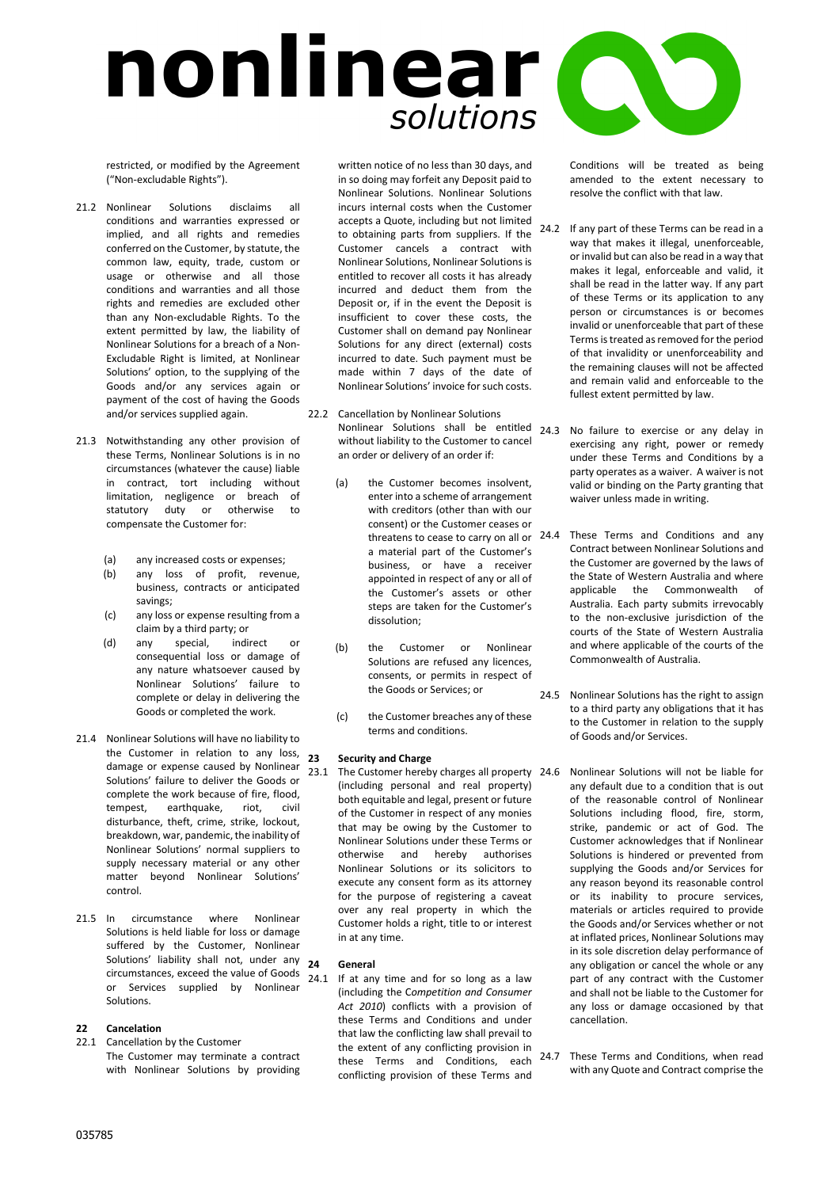restricted, or modified by the Agreement ("Non-excludable Rights").

21.2 Nonlinear Solutions disclaims all conditions and warranties expressed or implied, and all rights and remedies conferred on the Customer, by statute, the common law, equity, trade, custom or usage or otherwise and all those conditions and warranties and all those rights and remedies are excluded other than any Non-excludable Rights. To the extent permitted by law, the liability of Nonlinear Solutions for a breach of a Non-Excludable Right is limited, at Nonlinear Solutions' option, to the supplying of the Goods and/or any services again or payment of the cost of having the Goods and/or services supplied again.

21.3 Notwithstanding any other provision of these Terms, Nonlinear Solutions is in no circumstances (whatever the cause) liable in contract, tort including without limitation, negligence or breach of statutory duty or otherwise to compensate the Customer for:

(a) any increased costs or expenses;

(b) any loss of profit, revenue, business, contracts or anticipated savings;

(c) any loss or expense resulting from a claim by a third party; or

(d) any special, indirect or consequential loss or damage of any nature whatsoever caused by Nonlinear Solutions' failure to complete or delay in delivering the Goods or completed the work.

21.4 Nonlinear Solutions will have no liability to the Customer in relation to any loss, damage or expense caused by Nonlinear Solutions' failure to deliver the Goods or complete the work because of fire, flood, tempest, earthquake, riot, civil disturbance, theft, crime, strike, lockout, breakdown, war, pandemic, the inability of Nonlinear Solutions' normal suppliers to supply necessary material or any other matter beyond Nonlinear Solutions' control.

21.5 In circumstance where Nonlinear Solutions is held liable for loss or damage suffered by the Customer, Nonlinear Solutions' liability shall not, under any circumstances, exceed the value of Goods or Services supplied by Nonlinear Solutions.

## 22 Cancelation

22.1 Cancellation by the Customer
The Customer may terminate a contract with Nonlinear Solutions by providing written notice of no less than 30 days, and in so doing may forfeit any Deposit paid to Nonlinear Solutions. Nonlinear Solutions incurs internal costs when the Customer accepts a Quote, including but not limited to obtaining parts from suppliers. If the Customer cancels a contract with Nonlinear Solutions, Nonlinear Solutions is entitled to recover all costs it has already incurred and deduct them from the Deposit or, if in the event the Deposit is insufficient to cover these costs, the Customer shall on demand pay Nonlinear Solutions for any direct (external) costs incurred to date. Such payment must be made within 7 days of the date of Nonlinear Solutions' invoice for such costs.

22.2 Cancellation by Nonlinear Solutions
Nonlinear Solutions shall be entitled without liability to the Customer to cancel an order or delivery of an order if:

(a) the Customer becomes insolvent, enter into a scheme of arrangement with creditors (other than with our consent) or the Customer ceases or threatens to cease to carry on all or a material part of the Customer's business, or have a receiver appointed in respect of any or all of the Customer's assets or other steps are taken for the Customer's dissolution;

(b) the Customer or Nonlinear Solutions are refused any licences, consents, or permits in respect of the Goods or Services; or

(c) the Customer breaches any of these terms and conditions.

## 23 Security and Charge

23.1 The Customer hereby charges all property (including personal and real property) both equitable and legal, present or future of the Customer in respect of any monies that may be owing by the Customer to Nonlinear Solutions under these Terms or otherwise and hereby authorises Nonlinear Solutions or its solicitors to execute any consent form as its attorney for the purpose of registering a caveat over any real property in which the Customer holds a right, title to or interest in at any time.

## 24 General

24.1 If at any time and for so long as a law (including the *Competition and Consumer Act 2010*) conflicts with a provision of these Terms and Conditions and under that law the conflicting law shall prevail to the extent of any conflicting provision in these Terms and Conditions, each conflicting provision of these Terms and Conditions will be treated as being amended to the extent necessary to resolve the conflict with that law.

24.2 If any part of these Terms can be read in a way that makes it illegal, unenforceable, or invalid but can also be read in a way that makes it legal, enforceable and valid, it shall be read in the latter way. If any part of these Terms or its application to any person or circumstances is or becomes invalid or unenforceable that part of these Terms is treated as removed for the period of that invalidity or unenforceability and the remaining clauses will not be affected and remain valid and enforceable to the fullest extent permitted by law.

24.3 No failure to exercise or any delay in exercising any right, power or remedy under these Terms and Conditions by a party operates as a waiver. A waiver is not valid or binding on the Party granting that waiver unless made in writing.

24.4 These Terms and Conditions and any Contract between Nonlinear Solutions and the Customer are governed by the laws of the State of Western Australia and where applicable the Commonwealth of Australia. Each party submits irrevocably to the non-exclusive jurisdiction of the courts of the State of Western Australia and where applicable of the courts of the Commonwealth of Australia.

24.5 Nonlinear Solutions has the right to assign to a third party any obligations that it has to the Customer in relation to the supply of Goods and/or Services.

24.6 Nonlinear Solutions will not be liable for any default due to a condition that is out of the reasonable control of Nonlinear Solutions including flood, fire, storm, strike, pandemic or act of God. The Customer acknowledges that if Nonlinear Solutions is hindered or prevented from supplying the Goods and/or Services for any reason beyond its reasonable control or its inability to procure services, materials or articles required to provide the Goods and/or Services whether or not at inflated prices, Nonlinear Solutions may in its sole discretion delay performance of any obligation or cancel the whole or any part of any contract with the Customer and shall not be liable to the Customer for any loss or damage occasioned by that cancellation.

24.7 These Terms and Conditions, when read with any Quote and Contract comprise the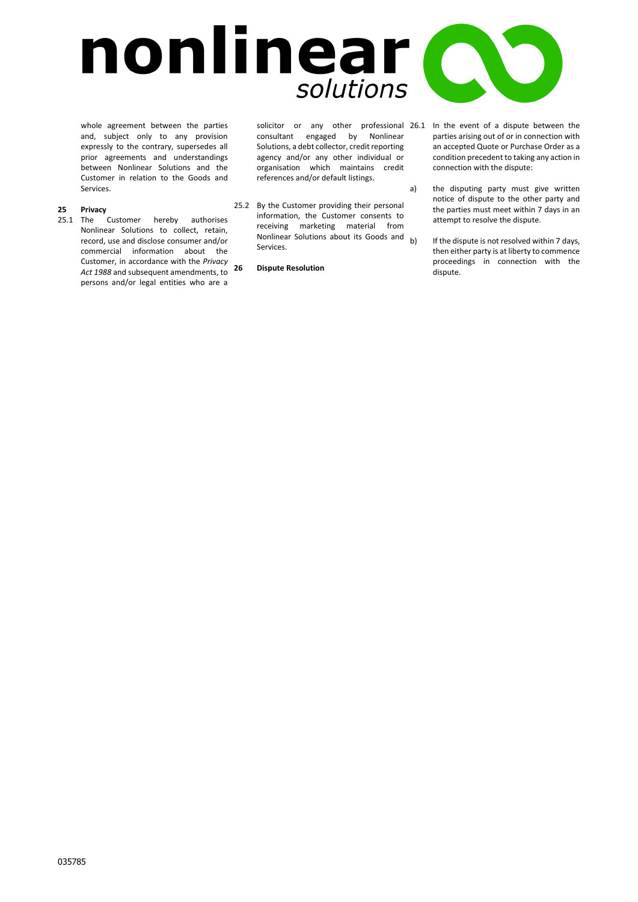whole agreement between the parties and, subject only to any provision expressly to the contrary, supersedes all prior agreements and understandings between Nonlinear Solutions and the Customer in relation to the Goods and Services.

**25 Privacy**

25.1 The Customer hereby authorises Nonlinear Solutions to collect, retain, record, use and disclose consumer and/or commercial information about the Customer, in accordance with the *Privacy Act 1988* and subsequent amendments, to persons and/or legal entities who are a solicitor or any other professional consultant engaged by Nonlinear Solutions, a debt collector, credit reporting agency and/or any other individual or organisation which maintains credit references and/or default listings.

25.2 By the Customer providing their personal information, the Customer consents to receiving marketing material from Nonlinear Solutions about its Goods and Services.

**26 Dispute Resolution**

26.1 In the event of a dispute between the parties arising out of or in connection with an accepted Quote or Purchase Order as a condition precedent to taking any action in connection with the dispute:

a) the disputing party must give written notice of dispute to the other party and the parties must meet within 7 days in an attempt to resolve the dispute.

b) If the dispute is not resolved within 7 days, then either party is at liberty to commence proceedings in connection with the dispute.

035785